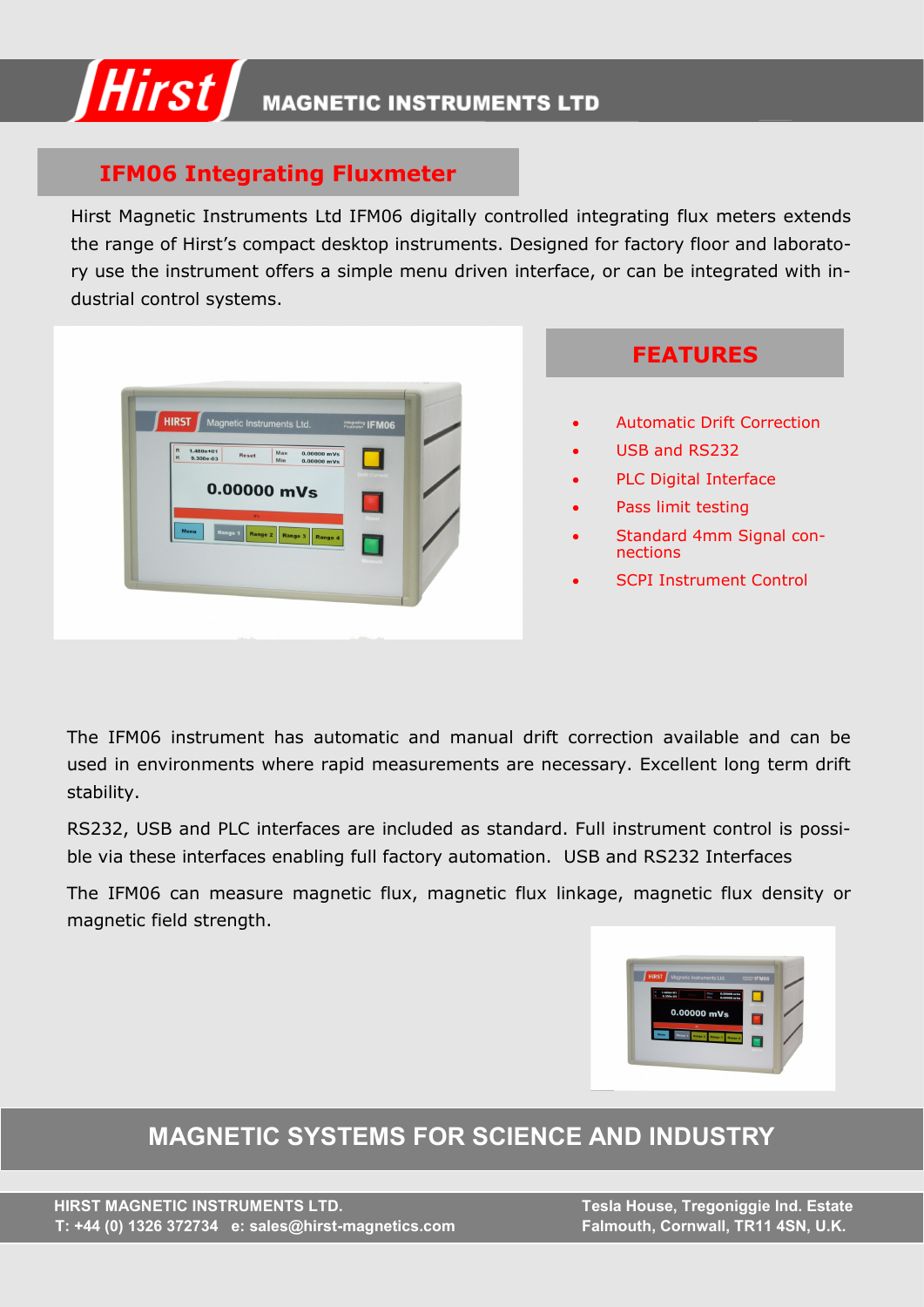Hirst MAGNETIC INSTRUMENTS LTD

# IFM06 Integrating Fluxmeter

Hirst Magnetic Instruments Ltd IFM06 digitally controlled integrating flux meters extends the range of Hirst's compact desktop instruments. Designed for factory floor and laboratory use the instrument offers a simple menu driven interface, or can be integrated with industrial control systems.

## FEATURES

- Automatic Drift Correction
- USB and RS232
- PLC Digital Interface
- Pass limit testing
- Standard 4mm Signal connections
- SCPI Instrument Control

The IFM06 instrument has automatic and manual drift correction available and can be used in environments where rapid measurements are necessary. Excellent long term drift stability.

RS232, USB and PLC interfaces are included as standard. Full instrument control is possible via these interfaces enabling full factory automation. USB and RS232 Interfaces

The IFM06 can measure magnetic flux, magnetic flux linkage, magnetic flux density or magnetic field strength.

## MAGNETIC SYSTEMS FOR SCIENCE AND INDUSTRY

**HIRST MAGNETIC INSTRUMENTS LTD.**
**T: +44 (0) 1326 372734 e: sales@hirst-magnetics.com**

**Tesla House, Tregoniggie Ind. Estate**
**Falmouth, Cornwall, TR11 4SN, U.K.**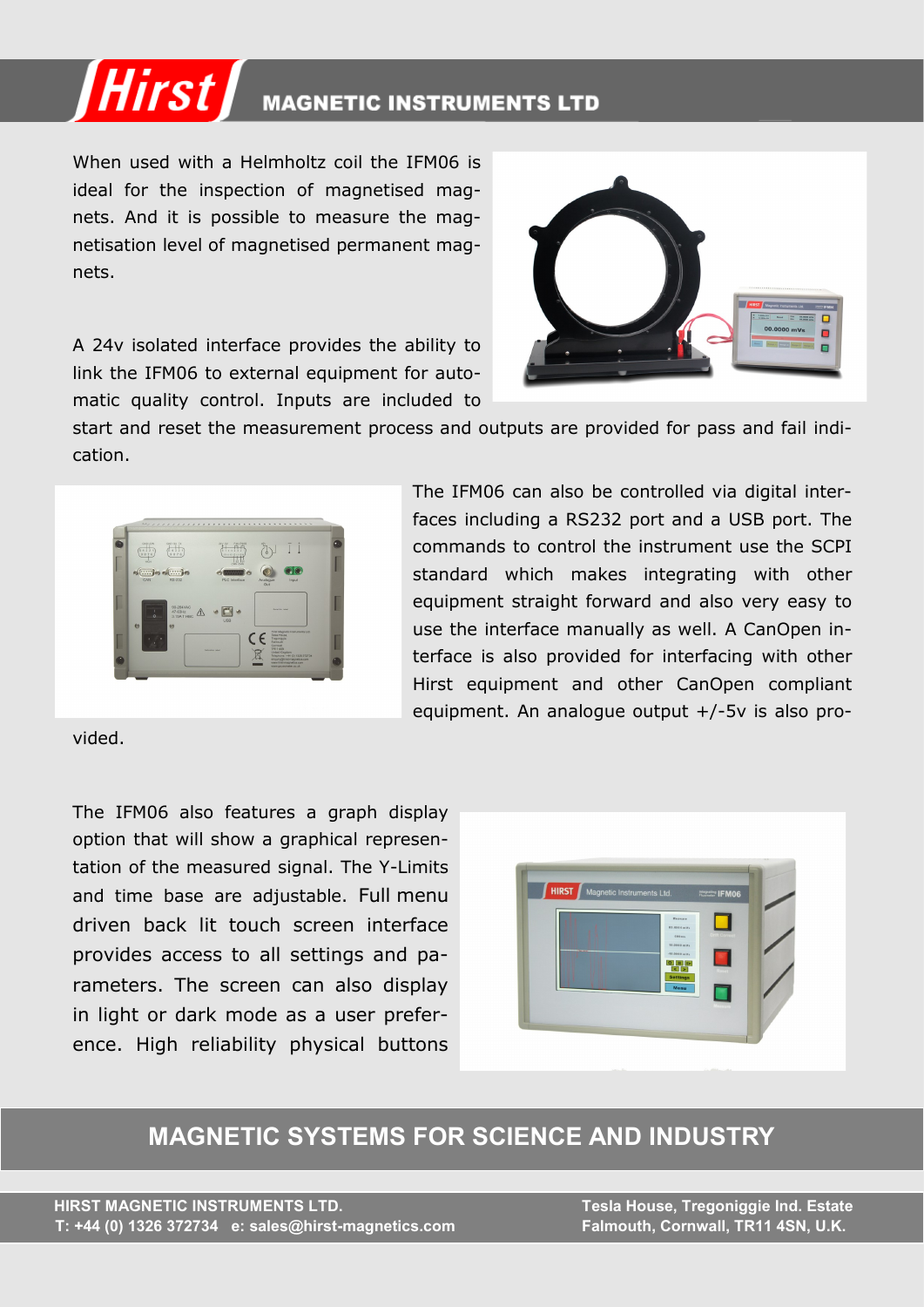When used with a Helmholtz coil the IFM06 is ideal for the inspection of magnetised magnets. And it is possible to measure the magnetisation level of magnetised permanent magnets.

A 24v isolated interface provides the ability to link the IFM06 to external equipment for automatic quality control. Inputs are included to start and reset the measurement process and outputs are provided for pass and fail indication.

The IFM06 can also be controlled via digital interfaces including a RS232 port and a USB port. The commands to control the instrument use the SCPI standard which makes integrating with other equipment straight forward and also very easy to use the interface manually as well. A CanOpen interface is also provided for interfacing with other Hirst equipment and other CanOpen compliant equipment. An analogue output +/-5v is also provided.

The IFM06 also features a graph display option that will show a graphical representation of the measured signal. The Y-Limits and time base are adjustable. Full menu driven back lit touch screen interface provides access to all settings and parameters. The screen can also display in light or dark mode as a user preference. High reliability physical buttons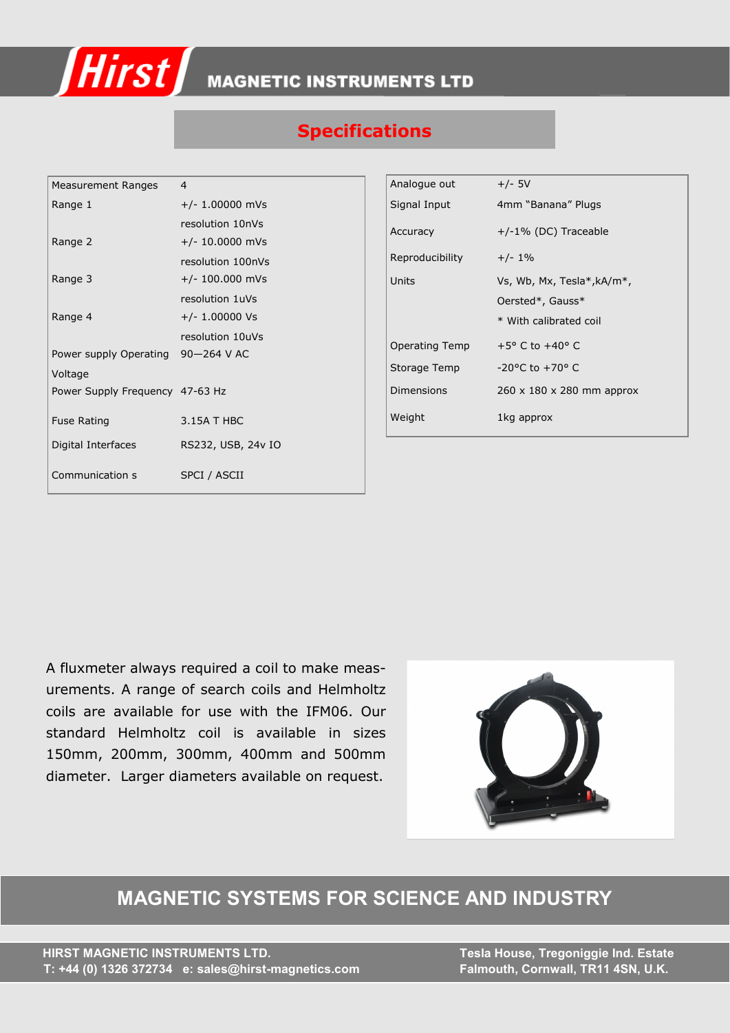## Specifications

| | |
|---|---|
| Measurement Ranges | 4 |
| Range 1 | +/- 1.00000 mVs<br>resolution 10nVs |
| Range 2 | +/- 10.0000 mVs<br>resolution 100nVs |
| Range 3 | +/- 100.000 mVs<br>resolution 1uVs |
| Range 4 | +/- 1.00000 Vs<br>resolution 10uVs |
| Power supply Operating Voltage | 90—264 V AC |
| Power Supply Frequency | 47-63 Hz |
| Fuse Rating | 3.15A T HBC |
| Digital Interfaces | RS232, USB, 24v IO |
| Communication s | SPCI / ASCII |

| | |
|---|---|
| Analogue out | +/- 5V |
| Signal Input | 4mm “Banana” Plugs |
| Accuracy | +/-1% (DC) Traceable |
| Reproducibility | +/- 1% |
| Units | Vs, Wb, Mx, Tesla*,kA/m*, Oersted*, Gauss*<br>* With calibrated coil |
| Operating Temp | +5° C to +40° C |
| Storage Temp | -20°C to +70° C |
| Dimensions | 260 x 180 x 280 mm approx |
| Weight | 1kg approx |

A fluxmeter always required a coil to make measurements. A range of search coils and Helmholtz coils are available for use with the IFM06. Our standard Helmholtz coil is available in sizes 150mm, 200mm, 300mm, 400mm and 500mm diameter. Larger diameters available on request.

**MAGNETIC SYSTEMS FOR SCIENCE AND INDUSTRY**

**HIRST MAGNETIC INSTRUMENTS LTD.**
**T: +44 (0) 1326 372734 e: sales@hirst-magnetics.com**

**Tesla House, Tregoniggie Ind. Estate**
**Falmouth, Cornwall, TR11 4SN, U.K.**